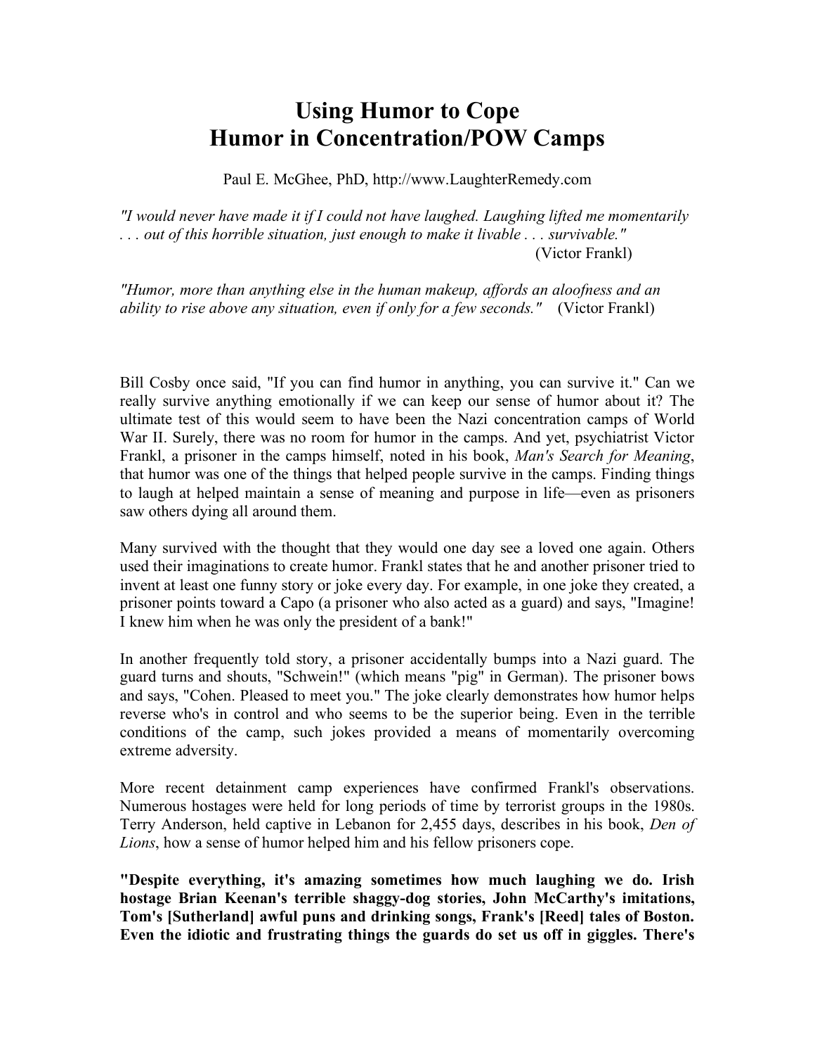# Using Humor to Cope
# Humor in Concentration/POW Camps

Paul E. McGhee, PhD, http://www.LaughterRemedy.com

*"I would never have made it if I could not have laughed. Laughing lifted me momentarily . . . out of this horrible situation, just enough to make it livable . . . survivable."* (Victor Frankl)

*"Humor, more than anything else in the human makeup, affords an aloofness and an ability to rise above any situation, even if only for a few seconds."* (Victor Frankl)

Bill Cosby once said, "If you can find humor in anything, you can survive it." Can we really survive anything emotionally if we can keep our sense of humor about it? The ultimate test of this would seem to have been the Nazi concentration camps of World War II. Surely, there was no room for humor in the camps. And yet, psychiatrist Victor Frankl, a prisoner in the camps himself, noted in his book, *Man's Search for Meaning*, that humor was one of the things that helped people survive in the camps. Finding things to laugh at helped maintain a sense of meaning and purpose in life—even as prisoners saw others dying all around them.

Many survived with the thought that they would one day see a loved one again. Others used their imaginations to create humor. Frankl states that he and another prisoner tried to invent at least one funny story or joke every day. For example, in one joke they created, a prisoner points toward a Capo (a prisoner who also acted as a guard) and says, "Imagine! I knew him when he was only the president of a bank!"

In another frequently told story, a prisoner accidentally bumps into a Nazi guard. The guard turns and shouts, "Schwein!" (which means "pig" in German). The prisoner bows and says, "Cohen. Pleased to meet you." The joke clearly demonstrates how humor helps reverse who's in control and who seems to be the superior being. Even in the terrible conditions of the camp, such jokes provided a means of momentarily overcoming extreme adversity.

More recent detainment camp experiences have confirmed Frankl's observations. Numerous hostages were held for long periods of time by terrorist groups in the 1980s. Terry Anderson, held captive in Lebanon for 2,455 days, describes in his book, *Den of Lions*, how a sense of humor helped him and his fellow prisoners cope.

**"Despite everything, it's amazing sometimes how much laughing we do. Irish hostage Brian Keenan's terrible shaggy-dog stories, John McCarthy's imitations, Tom's [Sutherland] awful puns and drinking songs, Frank's [Reed] tales of Boston. Even the idiotic and frustrating things the guards do set us off in giggles. There's**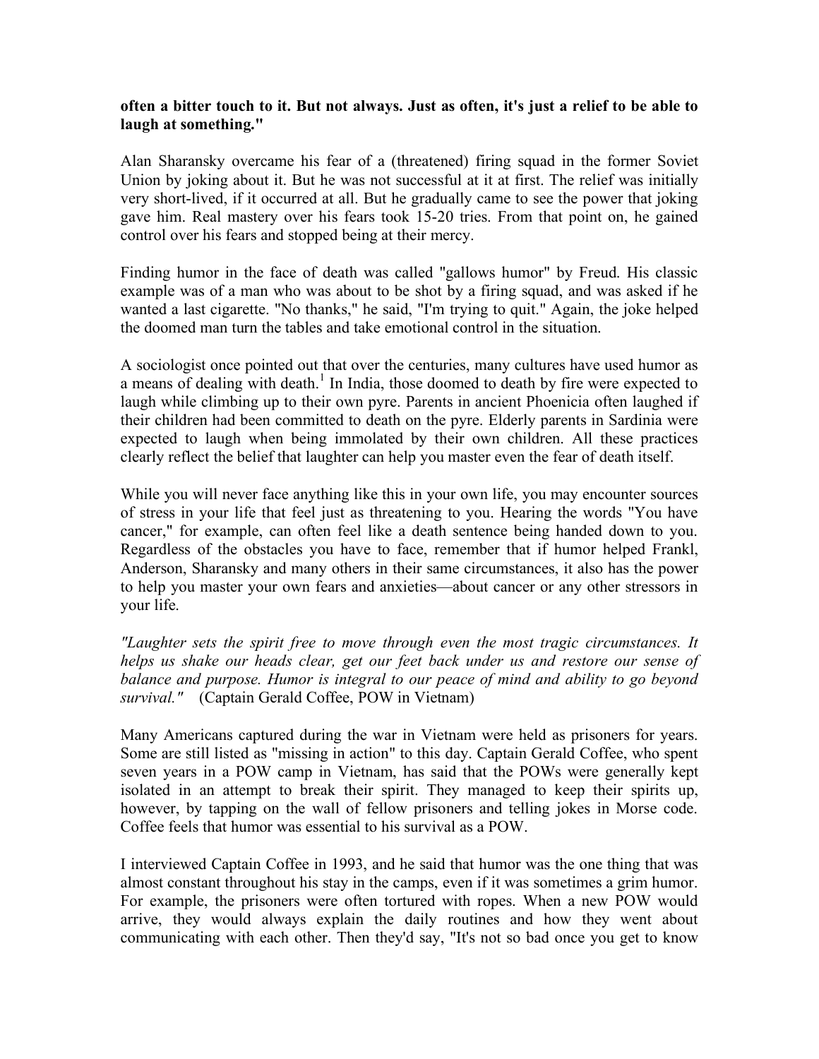**often a bitter touch to it. But not always. Just as often, it's just a relief to be able to laugh at something."**

Alan Sharansky overcame his fear of a (threatened) firing squad in the former Soviet Union by joking about it. But he was not successful at it at first. The relief was initially very short-lived, if it occurred at all. But he gradually came to see the power that joking gave him. Real mastery over his fears took 15-20 tries. From that point on, he gained control over his fears and stopped being at their mercy.

Finding humor in the face of death was called "gallows humor" by Freud. His classic example was of a man who was about to be shot by a firing squad, and was asked if he wanted a last cigarette. "No thanks," he said, "I'm trying to quit." Again, the joke helped the doomed man turn the tables and take emotional control in the situation.

A sociologist once pointed out that over the centuries, many cultures have used humor as a means of dealing with death.[1] In India, those doomed to death by fire were expected to laugh while climbing up to their own pyre. Parents in ancient Phoenicia often laughed if their children had been committed to death on the pyre. Elderly parents in Sardinia were expected to laugh when being immolated by their own children. All these practices clearly reflect the belief that laughter can help you master even the fear of death itself.

While you will never face anything like this in your own life, you may encounter sources of stress in your life that feel just as threatening to you. Hearing the words "You have cancer," for example, can often feel like a death sentence being handed down to you. Regardless of the obstacles you have to face, remember that if humor helped Frankl, Anderson, Sharansky and many others in their same circumstances, it also has the power to help you master your own fears and anxieties—about cancer or any other stressors in your life.

*"Laughter sets the spirit free to move through even the most tragic circumstances. It helps us shake our heads clear, get our feet back under us and restore our sense of balance and purpose. Humor is integral to our peace of mind and ability to go beyond survival."* (Captain Gerald Coffee, POW in Vietnam)

Many Americans captured during the war in Vietnam were held as prisoners for years. Some are still listed as "missing in action" to this day. Captain Gerald Coffee, who spent seven years in a POW camp in Vietnam, has said that the POWs were generally kept isolated in an attempt to break their spirit. They managed to keep their spirits up, however, by tapping on the wall of fellow prisoners and telling jokes in Morse code. Coffee feels that humor was essential to his survival as a POW.

I interviewed Captain Coffee in 1993, and he said that humor was the one thing that was almost constant throughout his stay in the camps, even if it was sometimes a grim humor. For example, the prisoners were often tortured with ropes. When a new POW would arrive, they would always explain the daily routines and how they went about communicating with each other. Then they'd say, "It's not so bad once you get to know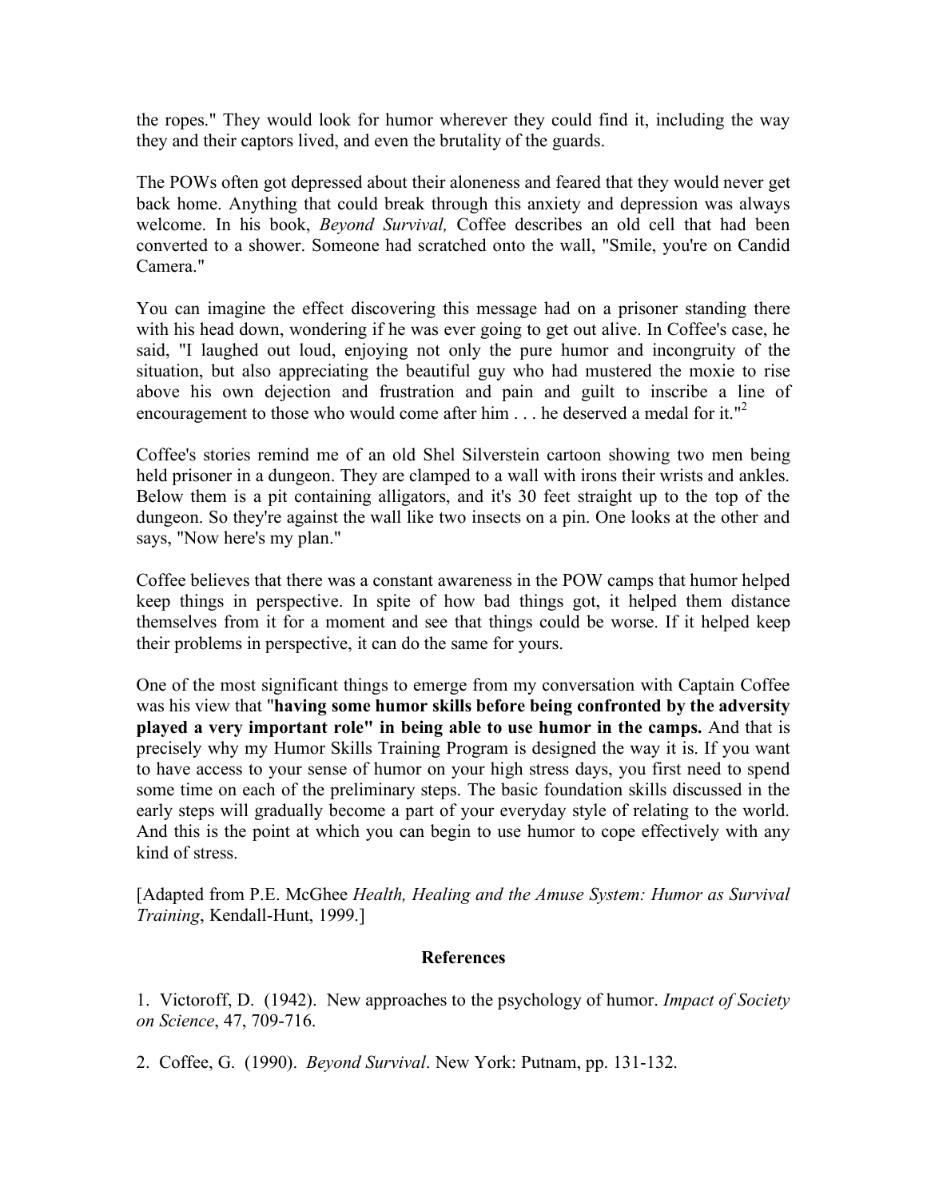the ropes." They would look for humor wherever they could find it, including the way they and their captors lived, and even the brutality of the guards.

The POWs often got depressed about their aloneness and feared that they would never get back home. Anything that could break through this anxiety and depression was always welcome. In his book, *Beyond Survival,* Coffee describes an old cell that had been converted to a shower. Someone had scratched onto the wall, "Smile, you're on Candid Camera."

You can imagine the effect discovering this message had on a prisoner standing there with his head down, wondering if he was ever going to get out alive. In Coffee's case, he said, "I laughed out loud, enjoying not only the pure humor and incongruity of the situation, but also appreciating the beautiful guy who had mustered the moxie to rise above his own dejection and frustration and pain and guilt to inscribe a line of encouragement to those who would come after him . . . he deserved a medal for it."[2]

Coffee's stories remind me of an old Shel Silverstein cartoon showing two men being held prisoner in a dungeon. They are clamped to a wall with irons their wrists and ankles. Below them is a pit containing alligators, and it's 30 feet straight up to the top of the dungeon. So they're against the wall like two insects on a pin. One looks at the other and says, "Now here's my plan."

Coffee believes that there was a constant awareness in the POW camps that humor helped keep things in perspective. In spite of how bad things got, it helped them distance themselves from it for a moment and see that things could be worse. If it helped keep their problems in perspective, it can do the same for yours.

One of the most significant things to emerge from my conversation with Captain Coffee was his view that "**having some humor skills before being confronted by the adversity played a very important role" in being able to use humor in the camps.** And that is precisely why my Humor Skills Training Program is designed the way it is. If you want to have access to your sense of humor on your high stress days, you first need to spend some time on each of the preliminary steps. The basic foundation skills discussed in the early steps will gradually become a part of your everyday style of relating to the world. And this is the point at which you can begin to use humor to cope effectively with any kind of stress.

[Adapted from P.E. McGhee *Health, Healing and the Amuse System: Humor as Survival Training*, Kendall-Hunt, 1999.]

## References

1. Victoroff, D. (1942). New approaches to the psychology of humor. *Impact of Society on Science*, 47, 709-716.

2. Coffee, G. (1990). *Beyond Survival*. New York: Putnam, pp. 131-132.